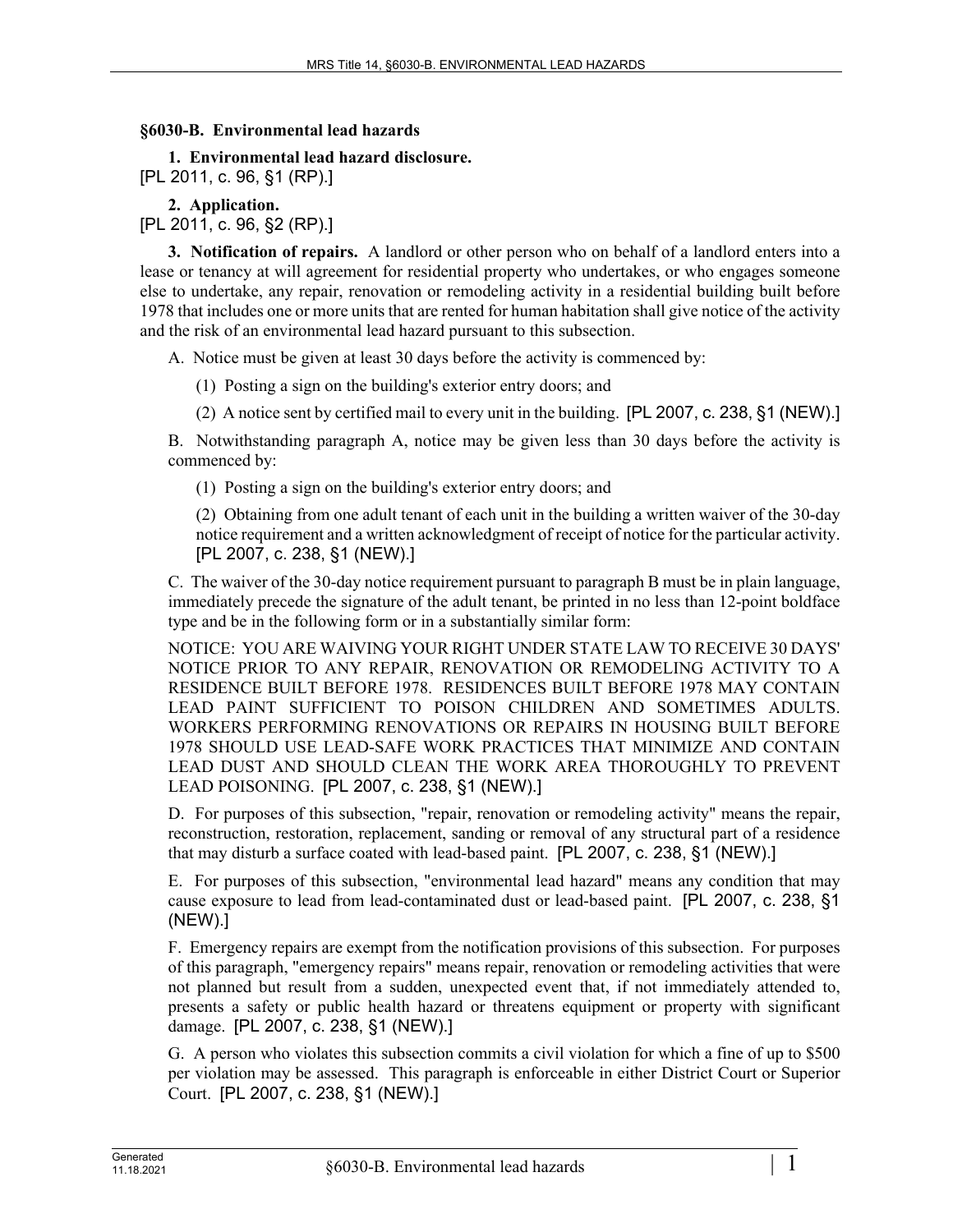## §6030-B. Environmental lead hazards

**1. Environmental lead hazard disclosure.**
[PL 2011, c. 96, §1 (RP).]

**2. Application.**
[PL 2011, c. 96, §2 (RP).]

**3. Notification of repairs.** A landlord or other person who on behalf of a landlord enters into a lease or tenancy at will agreement for residential property who undertakes, or who engages someone else to undertake, any repair, renovation or remodeling activity in a residential building built before 1978 that includes one or more units that are rented for human habitation shall give notice of the activity and the risk of an environmental lead hazard pursuant to this subsection.

A. Notice must be given at least 30 days before the activity is commenced by:

(1) Posting a sign on the building's exterior entry doors; and

(2) A notice sent by certified mail to every unit in the building. [PL 2007, c. 238, §1 (NEW).]

B. Notwithstanding paragraph A, notice may be given less than 30 days before the activity is commenced by:

(1) Posting a sign on the building's exterior entry doors; and

(2) Obtaining from one adult tenant of each unit in the building a written waiver of the 30-day notice requirement and a written acknowledgment of receipt of notice for the particular activity. [PL 2007, c. 238, §1 (NEW).]

C. The waiver of the 30-day notice requirement pursuant to paragraph B must be in plain language, immediately precede the signature of the adult tenant, be printed in no less than 12-point boldface type and be in the following form or in a substantially similar form:

NOTICE: YOU ARE WAIVING YOUR RIGHT UNDER STATE LAW TO RECEIVE 30 DAYS' NOTICE PRIOR TO ANY REPAIR, RENOVATION OR REMODELING ACTIVITY TO A RESIDENCE BUILT BEFORE 1978. RESIDENCES BUILT BEFORE 1978 MAY CONTAIN LEAD PAINT SUFFICIENT TO POISON CHILDREN AND SOMETIMES ADULTS. WORKERS PERFORMING RENOVATIONS OR REPAIRS IN HOUSING BUILT BEFORE 1978 SHOULD USE LEAD-SAFE WORK PRACTICES THAT MINIMIZE AND CONTAIN LEAD DUST AND SHOULD CLEAN THE WORK AREA THOROUGHLY TO PREVENT LEAD POISONING. [PL 2007, c. 238, §1 (NEW).]

D. For purposes of this subsection, "repair, renovation or remodeling activity" means the repair, reconstruction, restoration, replacement, sanding or removal of any structural part of a residence that may disturb a surface coated with lead-based paint. [PL 2007, c. 238, §1 (NEW).]

E. For purposes of this subsection, "environmental lead hazard" means any condition that may cause exposure to lead from lead-contaminated dust or lead-based paint. [PL 2007, c. 238, §1 (NEW).]

F. Emergency repairs are exempt from the notification provisions of this subsection. For purposes of this paragraph, "emergency repairs" means repair, renovation or remodeling activities that were not planned but result from a sudden, unexpected event that, if not immediately attended to, presents a safety or public health hazard or threatens equipment or property with significant damage. [PL 2007, c. 238, §1 (NEW).]

G. A person who violates this subsection commits a civil violation for which a fine of up to $500 per violation may be assessed. This paragraph is enforceable in either District Court or Superior Court. [PL 2007, c. 238, §1 (NEW).]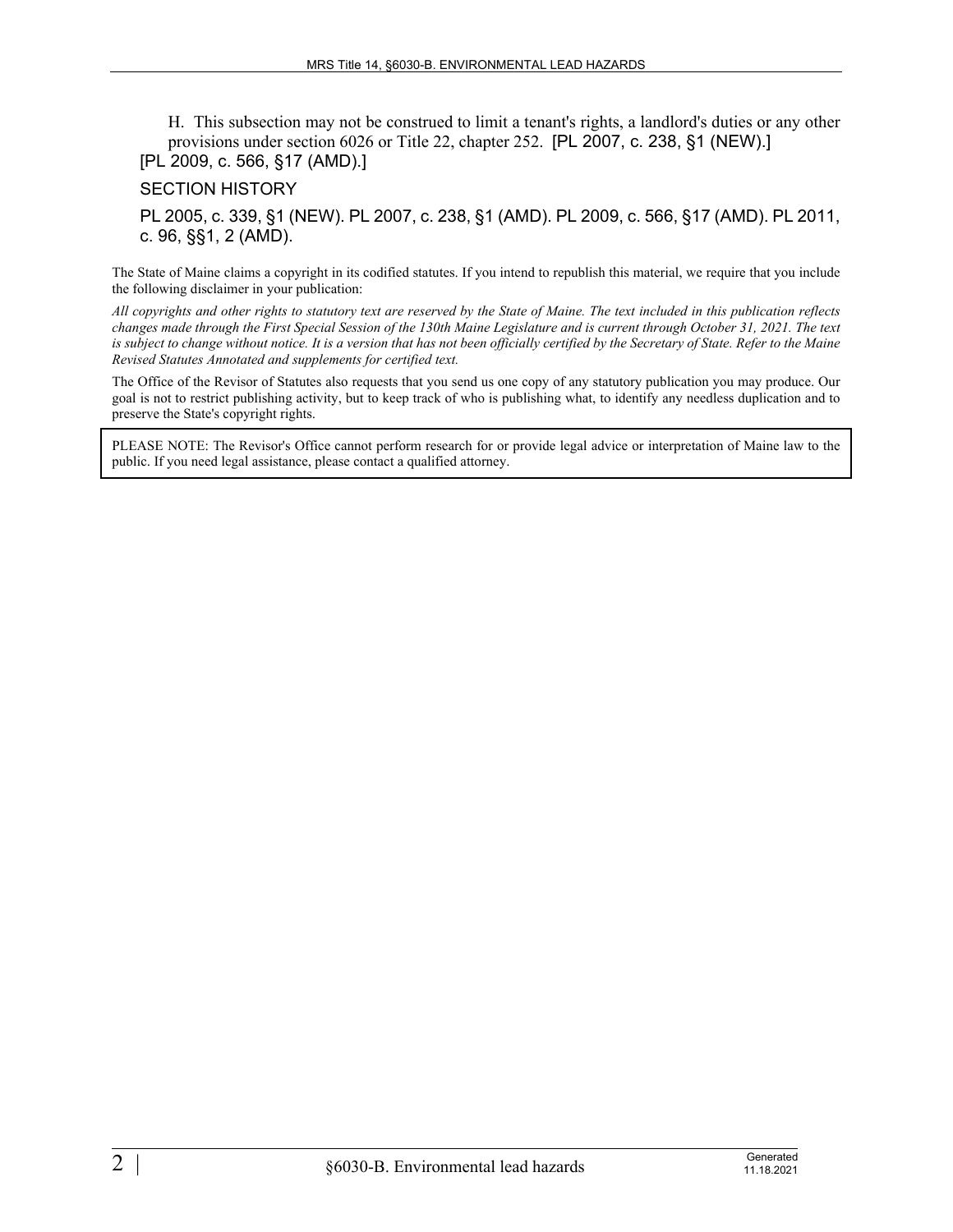H. This subsection may not be construed to limit a tenant's rights, a landlord's duties or any other provisions under section 6026 or Title 22, chapter 252. [PL 2007, c. 238, §1 (NEW).]

[PL 2009, c. 566, §17 (AMD).]

SECTION HISTORY

PL 2005, c. 339, §1 (NEW). PL 2007, c. 238, §1 (AMD). PL 2009, c. 566, §17 (AMD). PL 2011, c. 96, §§1, 2 (AMD).

The State of Maine claims a copyright in its codified statutes. If you intend to republish this material, we require that you include the following disclaimer in your publication:

*All copyrights and other rights to statutory text are reserved by the State of Maine. The text included in this publication reflects changes made through the First Special Session of the 130th Maine Legislature and is current through October 31, 2021. The text is subject to change without notice. It is a version that has not been officially certified by the Secretary of State. Refer to the Maine Revised Statutes Annotated and supplements for certified text.*

The Office of the Revisor of Statutes also requests that you send us one copy of any statutory publication you may produce. Our goal is not to restrict publishing activity, but to keep track of who is publishing what, to identify any needless duplication and to preserve the State's copyright rights.

PLEASE NOTE: The Revisor's Office cannot perform research for or provide legal advice or interpretation of Maine law to the public. If you need legal assistance, please contact a qualified attorney.